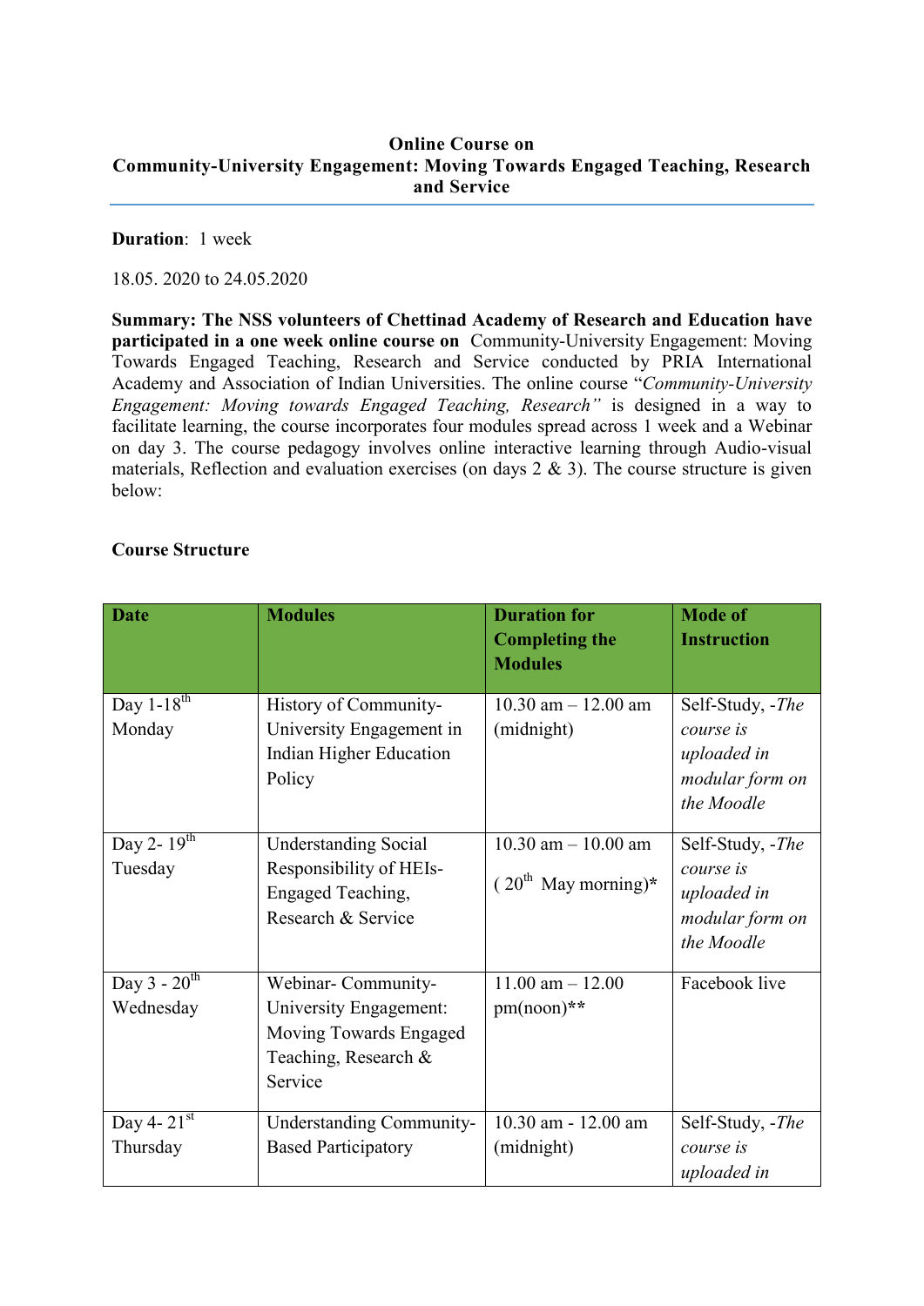**Online Course on**
**Community-University Engagement: Moving Towards Engaged Teaching, Research and Service**

**Duration**: 1 week

18.05. 2020 to 24.05.2020

**Summary: The NSS volunteers of Chettinad Academy of Research and Education have participated in a one week online course on** Community-University Engagement: Moving Towards Engaged Teaching, Research and Service conducted by PRIA International Academy and Association of Indian Universities. The online course "*Community-University Engagement: Moving towards Engaged Teaching, Research"* is designed in a way to facilitate learning, the course incorporates four modules spread across 1 week and a Webinar on day 3. The course pedagogy involves online interactive learning through Audio-visual materials, Reflection and evaluation exercises (on days 2 & 3). The course structure is given below:

**Course Structure**

| **Date** | **Modules** | **Duration for Completing the Modules** | **Mode of Instruction** |
|---|---|---|---|
| Day 1-18th Monday | History of Community-University Engagement in Indian Higher Education Policy | 10.30 am – 12.00 am (midnight) | Self-Study, -*The course is uploaded in modular form on the Moodle* |
| Day 2- 19th Tuesday | Understanding Social Responsibility of HEIs-Engaged Teaching, Research & Service | 10.30 am – 10.00 am (20th May morning)* | Self-Study, -*The course is uploaded in modular form on the Moodle* |
| Day 3 - 20th Wednesday | Webinar- Community-University Engagement: Moving Towards Engaged Teaching, Research & Service | 11.00 am – 12.00 pm(noon)** | Facebook live |
| Day 4- 21st Thursday | Understanding Community-Based Participatory | 10.30 am - 12.00 am (midnight) | Self-Study, -*The course is uploaded in* |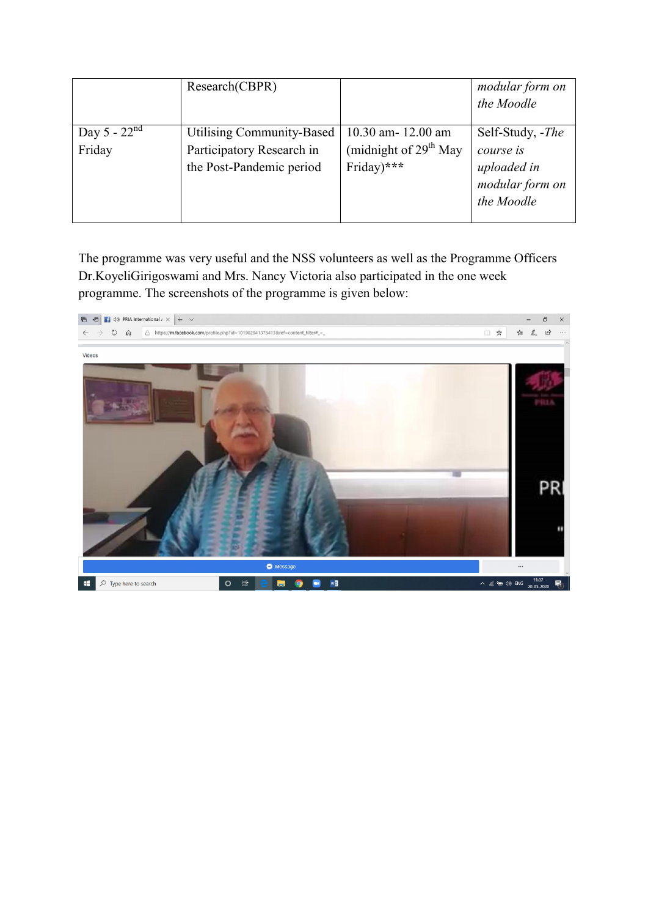|  | Research(CBPR) |  | *modular form on the Moodle* |
|---|---|---|---|
| Day 5 - 22nd Friday | Utilising Community-Based Participatory Research in the Post-Pandemic period | 10.30 am- 12.00 am (midnight of 29th May Friday)*** | Self-Study, -*The course is uploaded in modular form on the Moodle* |

The programme was very useful and the NSS volunteers as well as the Programme Officers Dr.KoyeliGirigoswami and Mrs. Nancy Victoria also participated in the one week programme. The screenshots of the programme is given below: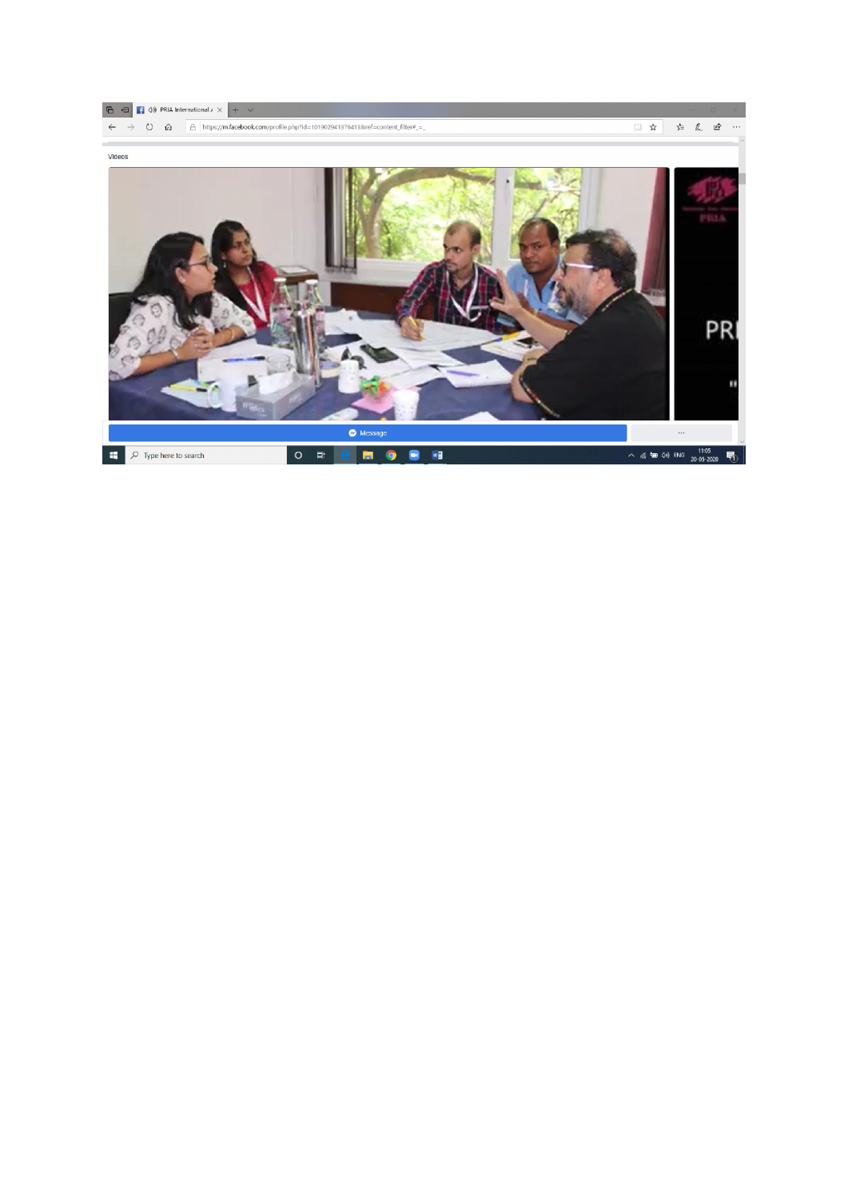Videos

Message